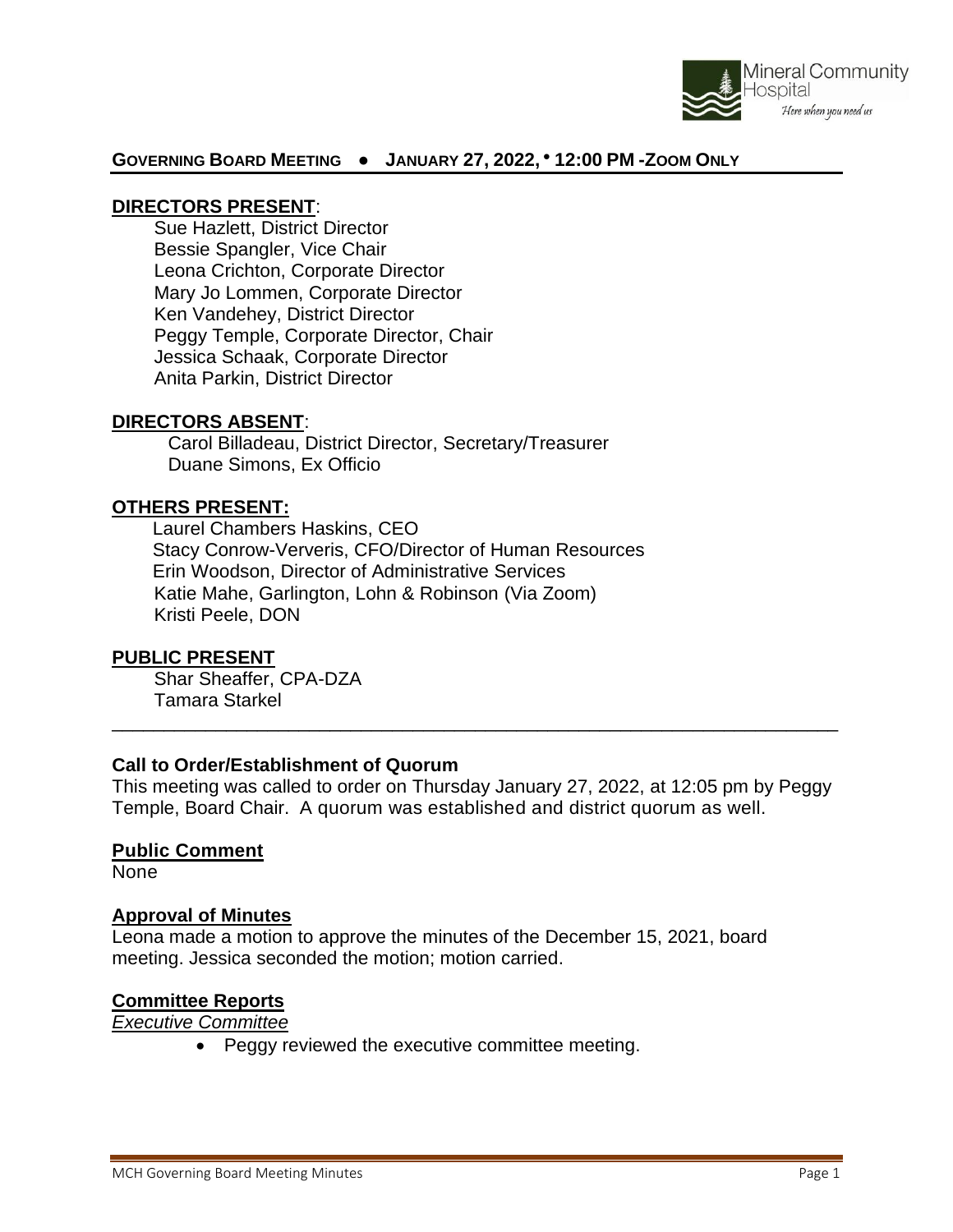## GOVERNING BOARD MEETING ● JANUARY 27, 2022, • 12:00 PM -ZOOM ONLY

**DIRECTORS PRESENT**:

Sue Hazlett, District Director
Bessie Spangler, Vice Chair
Leona Crichton, Corporate Director
Mary Jo Lommen, Corporate Director
Ken Vandehey, District Director
Peggy Temple, Corporate Director, Chair
Jessica Schaak, Corporate Director
Anita Parkin, District Director

**DIRECTORS ABSENT**:

Carol Billadeau, District Director, Secretary/Treasurer
Duane Simons, Ex Officio

**OTHERS PRESENT:**

Laurel Chambers Haskins, CEO
Stacy Conrow-Ververis, CFO/Director of Human Resources
Erin Woodson, Director of Administrative Services
Katie Mahe, Garlington, Lohn & Robinson (Via Zoom)
Kristi Peele, DON

**PUBLIC PRESENT**

Shar Sheaffer, CPA-DZA
Tamara Starkel

---

**Call to Order/Establishment of Quorum**

This meeting was called to order on Thursday January 27, 2022, at 12:05 pm by Peggy Temple, Board Chair. A quorum was established and district quorum as well.

**Public Comment**

None

**Approval of Minutes**

Leona made a motion to approve the minutes of the December 15, 2021, board meeting. Jessica seconded the motion; motion carried.

**Committee Reports**

*Executive Committee*

- Peggy reviewed the executive committee meeting.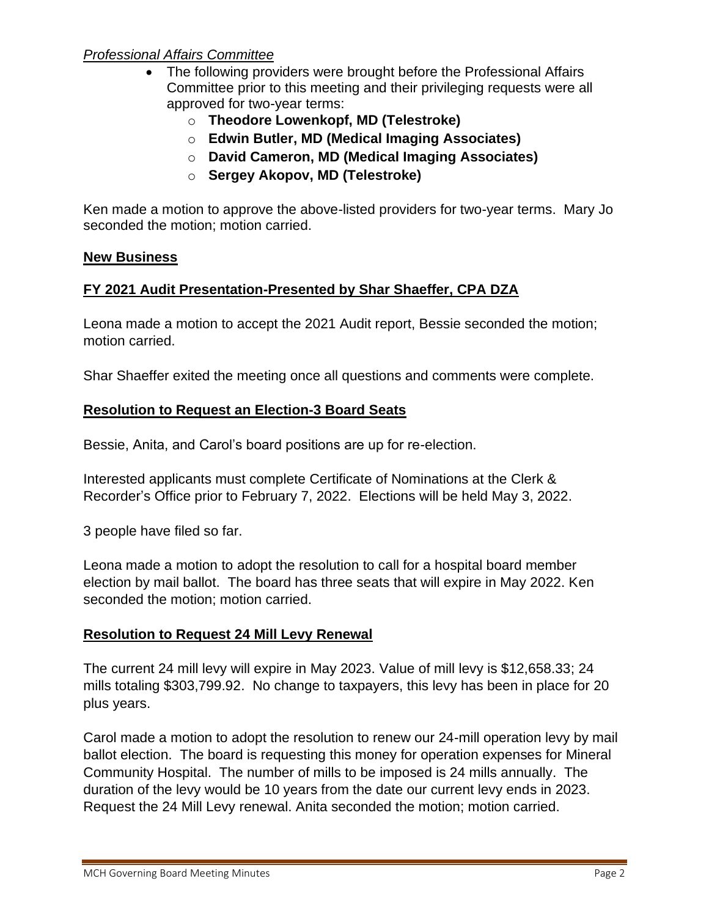*Professional Affairs Committee*

- The following providers were brought before the Professional Affairs Committee prior to this meeting and their privileging requests were all approved for two-year terms:
    - **Theodore Lowenkopf, MD (Telestroke)**
    - **Edwin Butler, MD (Medical Imaging Associates)**
    - **David Cameron, MD (Medical Imaging Associates)**
    - **Sergey Akopov, MD (Telestroke)**

Ken made a motion to approve the above-listed providers for two-year terms. Mary Jo seconded the motion; motion carried.

**New Business**

**FY 2021 Audit Presentation-Presented by Shar Shaeffer, CPA DZA**

Leona made a motion to accept the 2021 Audit report, Bessie seconded the motion; motion carried.

Shar Shaeffer exited the meeting once all questions and comments were complete.

**Resolution to Request an Election-3 Board Seats**

Bessie, Anita, and Carol's board positions are up for re-election.

Interested applicants must complete Certificate of Nominations at the Clerk & Recorder's Office prior to February 7, 2022. Elections will be held May 3, 2022.

3 people have filed so far.

Leona made a motion to adopt the resolution to call for a hospital board member election by mail ballot. The board has three seats that will expire in May 2022. Ken seconded the motion; motion carried.

**Resolution to Request 24 Mill Levy Renewal**

The current 24 mill levy will expire in May 2023. Value of mill levy is $12,658.33; 24 mills totaling $303,799.92. No change to taxpayers, this levy has been in place for 20 plus years.

Carol made a motion to adopt the resolution to renew our 24-mill operation levy by mail ballot election. The board is requesting this money for operation expenses for Mineral Community Hospital. The number of mills to be imposed is 24 mills annually. The duration of the levy would be 10 years from the date our current levy ends in 2023. Request the 24 Mill Levy renewal. Anita seconded the motion; motion carried.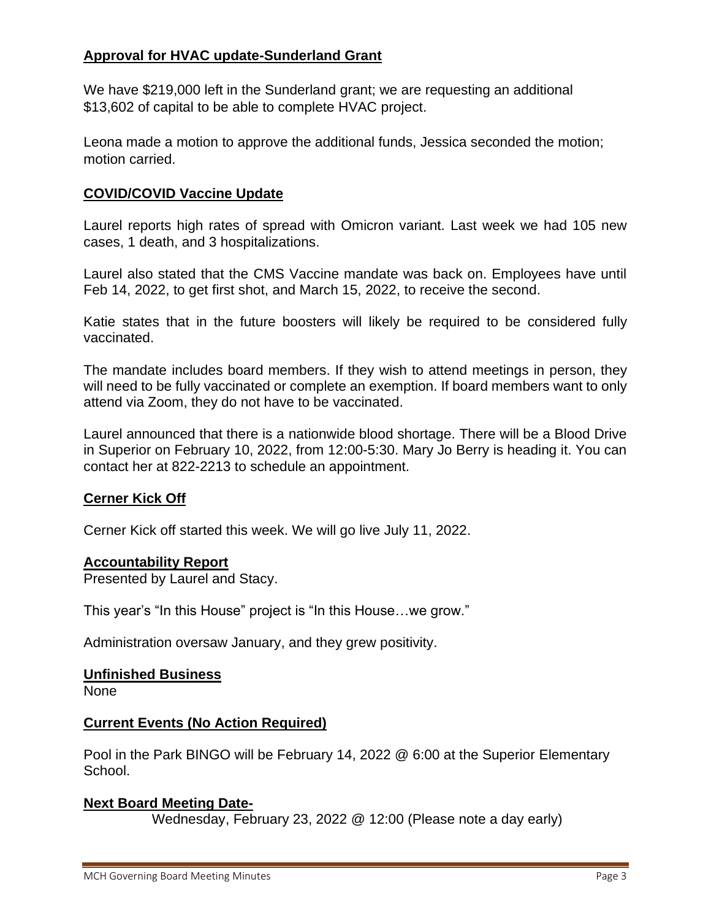## **Approval for HVAC update-Sunderland Grant**

We have $219,000 left in the Sunderland grant; we are requesting an additional $13,602 of capital to be able to complete HVAC project.

Leona made a motion to approve the additional funds, Jessica seconded the motion; motion carried.

## **COVID/COVID Vaccine Update**

Laurel reports high rates of spread with Omicron variant. Last week we had 105 new cases, 1 death, and 3 hospitalizations.

Laurel also stated that the CMS Vaccine mandate was back on. Employees have until Feb 14, 2022, to get first shot, and March 15, 2022, to receive the second.

Katie states that in the future boosters will likely be required to be considered fully vaccinated.

The mandate includes board members. If they wish to attend meetings in person, they will need to be fully vaccinated or complete an exemption. If board members want to only attend via Zoom, they do not have to be vaccinated.

Laurel announced that there is a nationwide blood shortage. There will be a Blood Drive in Superior on February 10, 2022, from 12:00-5:30. Mary Jo Berry is heading it. You can contact her at 822-2213 to schedule an appointment.

## **Cerner Kick Off**

Cerner Kick off started this week. We will go live July 11, 2022.

## **Accountability Report**

Presented by Laurel and Stacy.

This year's "In this House" project is "In this House…we grow."

Administration oversaw January, and they grew positivity.

## **Unfinished Business**

None

## **Current Events (No Action Required)**

Pool in the Park BINGO will be February 14, 2022 @ 6:00 at the Superior Elementary School.

## **Next Board Meeting Date-**

Wednesday, February 23, 2022 @ 12:00 (Please note a day early)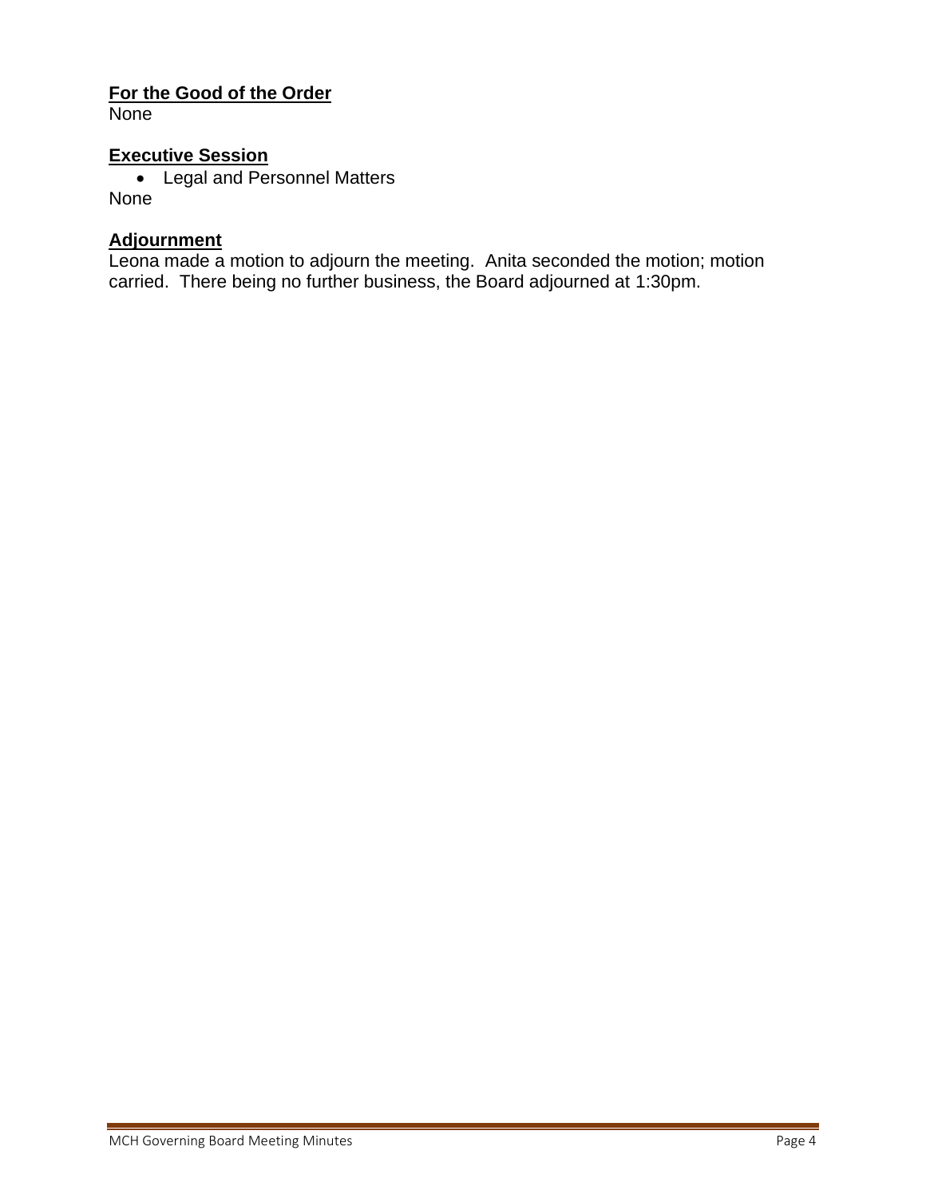**For the Good of the Order**

None

**Executive Session**

- Legal and Personnel Matters

None

**Adjournment**

Leona made a motion to adjourn the meeting. Anita seconded the motion; motion carried. There being no further business, the Board adjourned at 1:30pm.